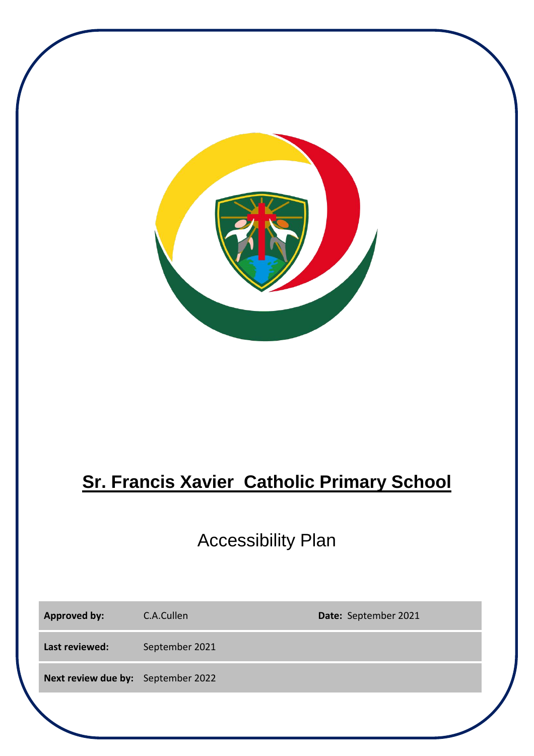# Sr. Francis Xavier  Catholic Primary School

## Accessibility Plan

| **Approved by:** | C.A.Cullen | **Date:** September 2021 |
|---|---|---|
| **Last reviewed:** | September 2021 | |
| **Next review due by:** | September 2022 | |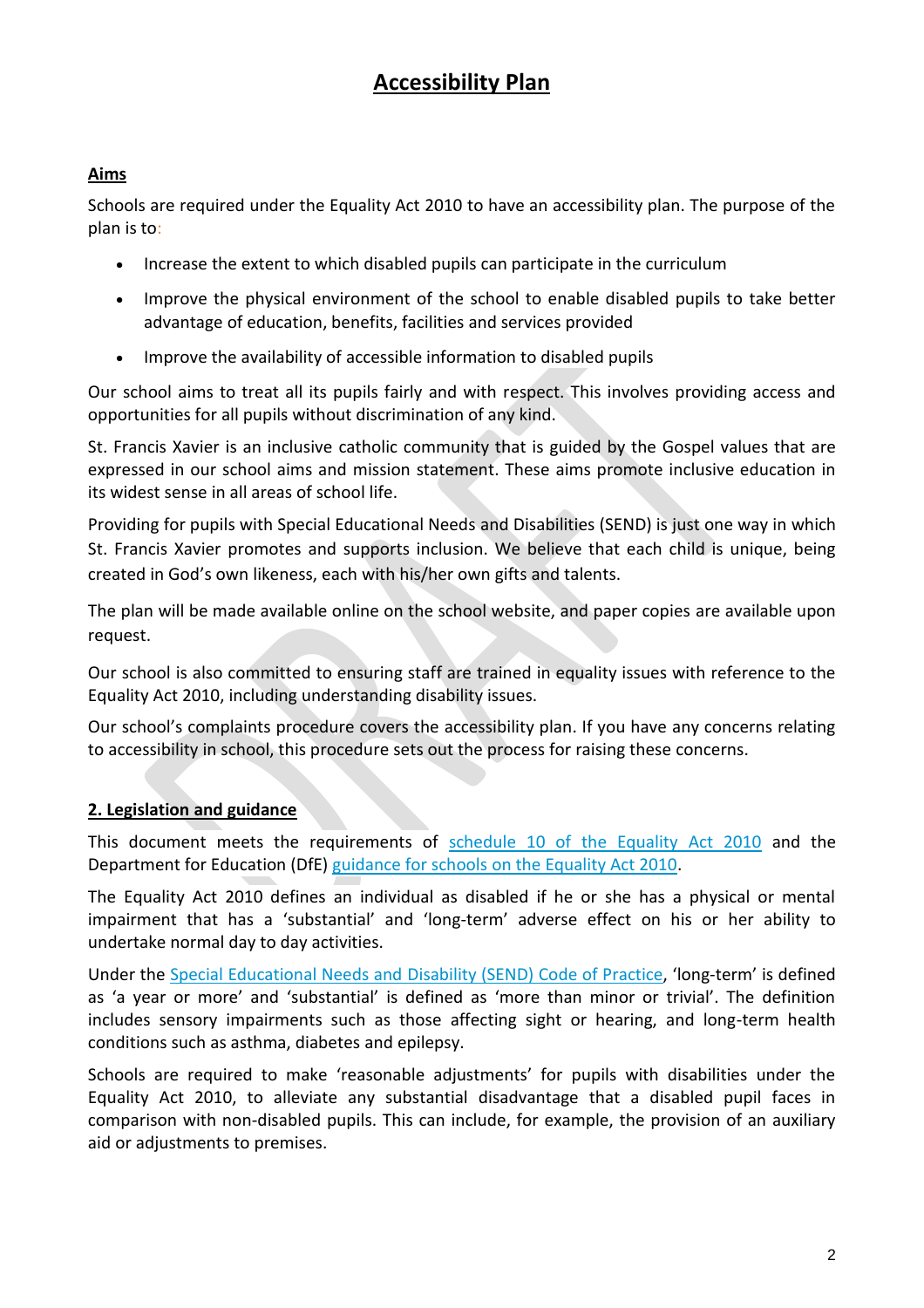# Accessibility Plan

## Aims

Schools are required under the Equality Act 2010 to have an accessibility plan. The purpose of the plan is to:

- Increase the extent to which disabled pupils can participate in the curriculum
- Improve the physical environment of the school to enable disabled pupils to take better advantage of education, benefits, facilities and services provided
- Improve the availability of accessible information to disabled pupils

Our school aims to treat all its pupils fairly and with respect. This involves providing access and opportunities for all pupils without discrimination of any kind.

St. Francis Xavier is an inclusive catholic community that is guided by the Gospel values that are expressed in our school aims and mission statement. These aims promote inclusive education in its widest sense in all areas of school life.

Providing for pupils with Special Educational Needs and Disabilities (SEND) is just one way in which St. Francis Xavier promotes and supports inclusion. We believe that each child is unique, being created in God's own likeness, each with his/her own gifts and talents.

The plan will be made available online on the school website, and paper copies are available upon request.

Our school is also committed to ensuring staff are trained in equality issues with reference to the Equality Act 2010, including understanding disability issues.

Our school's complaints procedure covers the accessibility plan. If you have any concerns relating to accessibility in school, this procedure sets out the process for raising these concerns.

## 2. Legislation and guidance

This document meets the requirements of schedule 10 of the Equality Act 2010 and the Department for Education (DfE) guidance for schools on the Equality Act 2010.

The Equality Act 2010 defines an individual as disabled if he or she has a physical or mental impairment that has a 'substantial' and 'long-term' adverse effect on his or her ability to undertake normal day to day activities.

Under the Special Educational Needs and Disability (SEND) Code of Practice, 'long-term' is defined as 'a year or more' and 'substantial' is defined as 'more than minor or trivial'. The definition includes sensory impairments such as those affecting sight or hearing, and long-term health conditions such as asthma, diabetes and epilepsy.

Schools are required to make 'reasonable adjustments' for pupils with disabilities under the Equality Act 2010, to alleviate any substantial disadvantage that a disabled pupil faces in comparison with non-disabled pupils. This can include, for example, the provision of an auxiliary aid or adjustments to premises.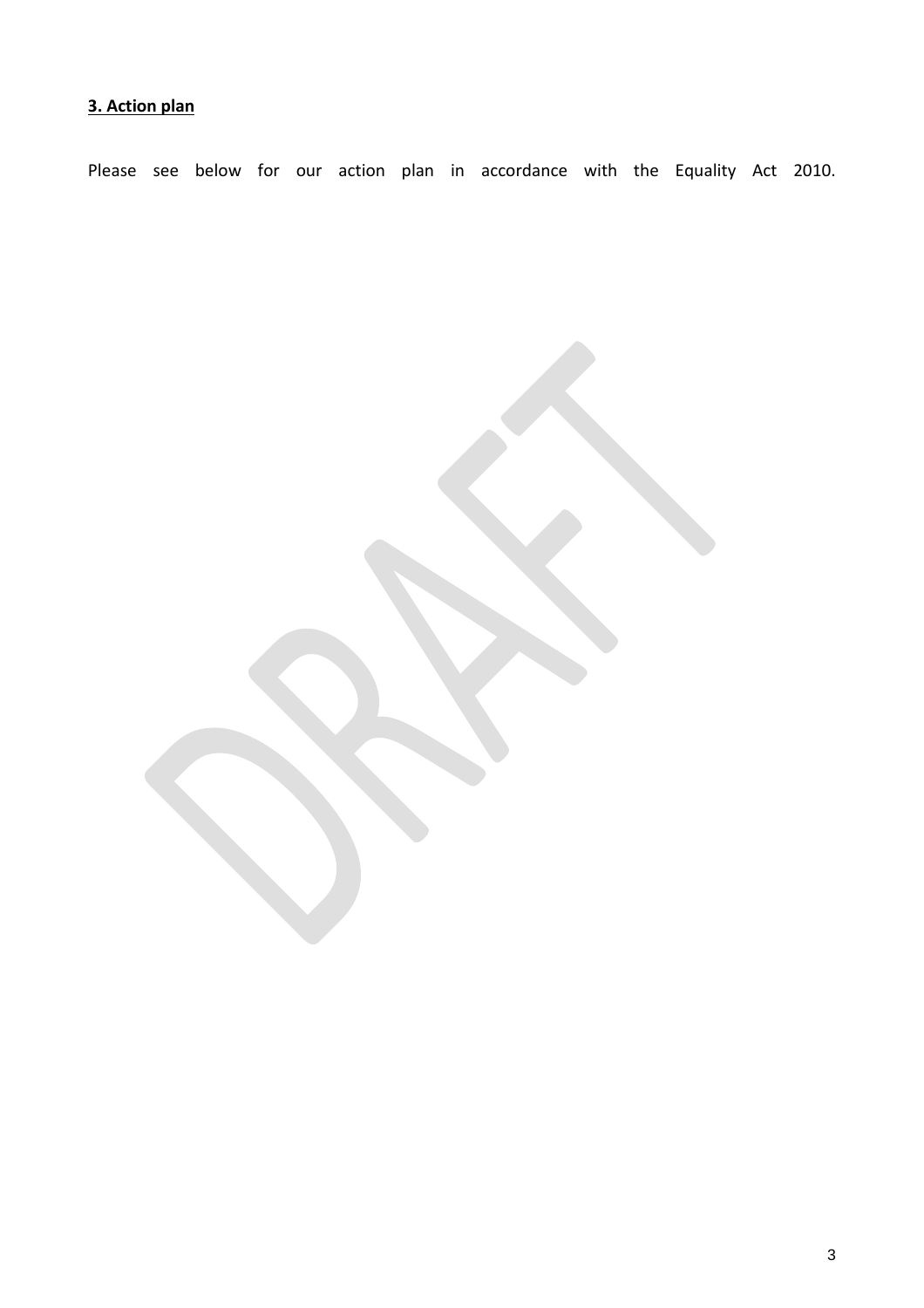**3. Action plan**

Please see below for our action plan in accordance with the Equality Act 2010.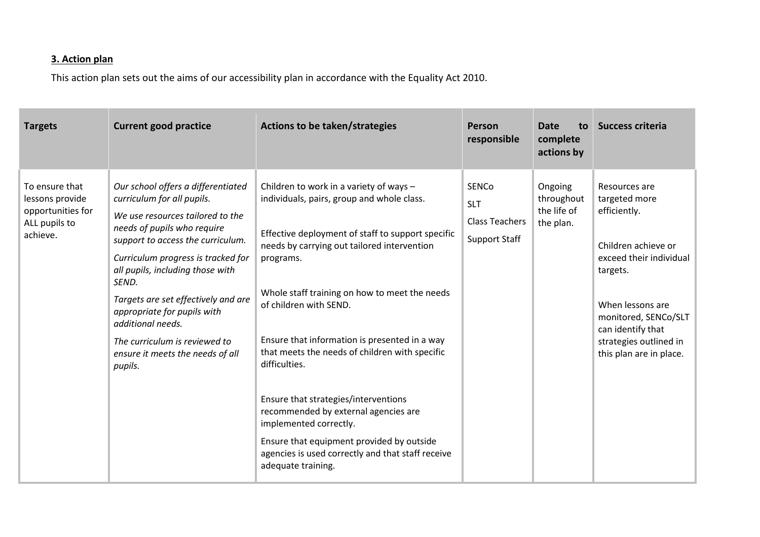## 3. Action plan

This action plan sets out the aims of our accessibility plan in accordance with the Equality Act 2010.

| Targets | Current good practice | Actions to be taken/strategies | Person responsible | Date to complete actions by | Success criteria |
|---|---|---|---|---|---|
| To ensure that lessons provide opportunities for ALL pupils to achieve. | *Our school offers a differentiated curriculum for all pupils.*<br>*We use resources tailored to the needs of pupils who require support to access the curriculum.*<br>*Curriculum progress is tracked for all pupils, including those with SEND.*<br>*Targets are set effectively and are appropriate for pupils with additional needs.*<br>*The curriculum is reviewed to ensure it meets the needs of all pupils.* | Children to work in a variety of ways – individuals, pairs, group and whole class.<br><br>Effective deployment of staff to support specific needs by carrying out tailored intervention programs.<br><br>Whole staff training on how to meet the needs of children with SEND.<br><br>Ensure that information is presented in a way that meets the needs of children with specific difficulties.<br><br>Ensure that strategies/interventions recommended by external agencies are implemented correctly.<br><br>Ensure that equipment provided by outside agencies is used correctly and that staff receive adequate training. | SENCo<br>SLT<br>Class Teachers<br>Support Staff | Ongoing throughout the life of the plan. | Resources are targeted more efficiently.<br><br>Children achieve or exceed their individual targets.<br><br>When lessons are monitored, SENCo/SLT can identify that strategies outlined in this plan are in place. |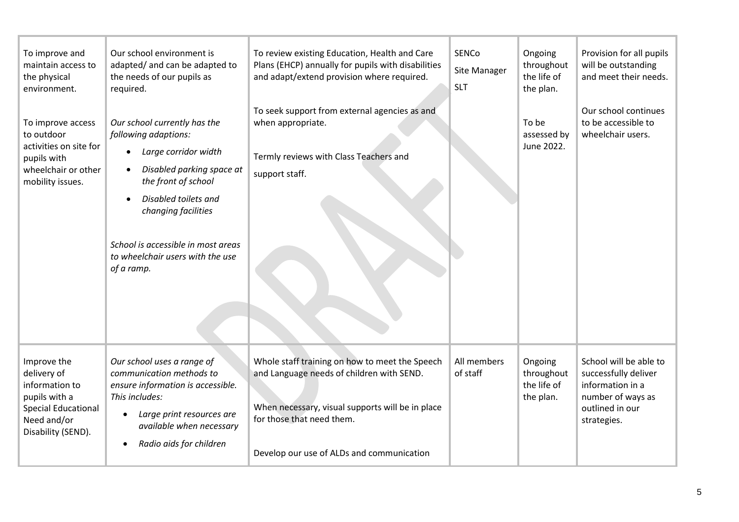| | | | | | |
|---|---|---|---|---|---|
| To improve and maintain access to the physical environment.<br><br>To improve access to outdoor activities on site for pupils with wheelchair or other mobility issues. | Our school environment is adapted/ and can be adapted to the needs of our pupils as required.<br><br>*Our school currently has the following adaptions:*<br>• *Large corridor width*<br>• *Disabled parking space at the front of school*<br>• *Disabled toilets and changing facilities*<br><br>*School is accessible in most areas to wheelchair users with the use of a ramp.* | To review existing Education, Health and Care Plans (EHCP) annually for pupils with disabilities and adapt/extend provision where required.<br><br>To seek support from external agencies as and when appropriate.<br><br>Termly reviews with Class Teachers and support staff. | SENCo<br>Site Manager<br>SLT | Ongoing throughout the life of the plan.<br><br>To be assessed by June 2022. | Provision for all pupils will be outstanding and meet their needs.<br><br>Our school continues to be accessible to wheelchair users. |
| Improve the delivery of information to pupils with a Special Educational Need and/or Disability (SEND). | *Our school uses a range of communication methods to ensure information is accessible. This includes:*<br>• *Large print resources are available when necessary*<br>• *Radio aids for children* | Whole staff training on how to meet the Speech and Language needs of children with SEND.<br><br>When necessary, visual supports will be in place for those that need them.<br><br>Develop our use of ALDs and communication | All members of staff | Ongoing throughout the life of the plan. | School will be able to successfully deliver information in a number of ways as outlined in our strategies. |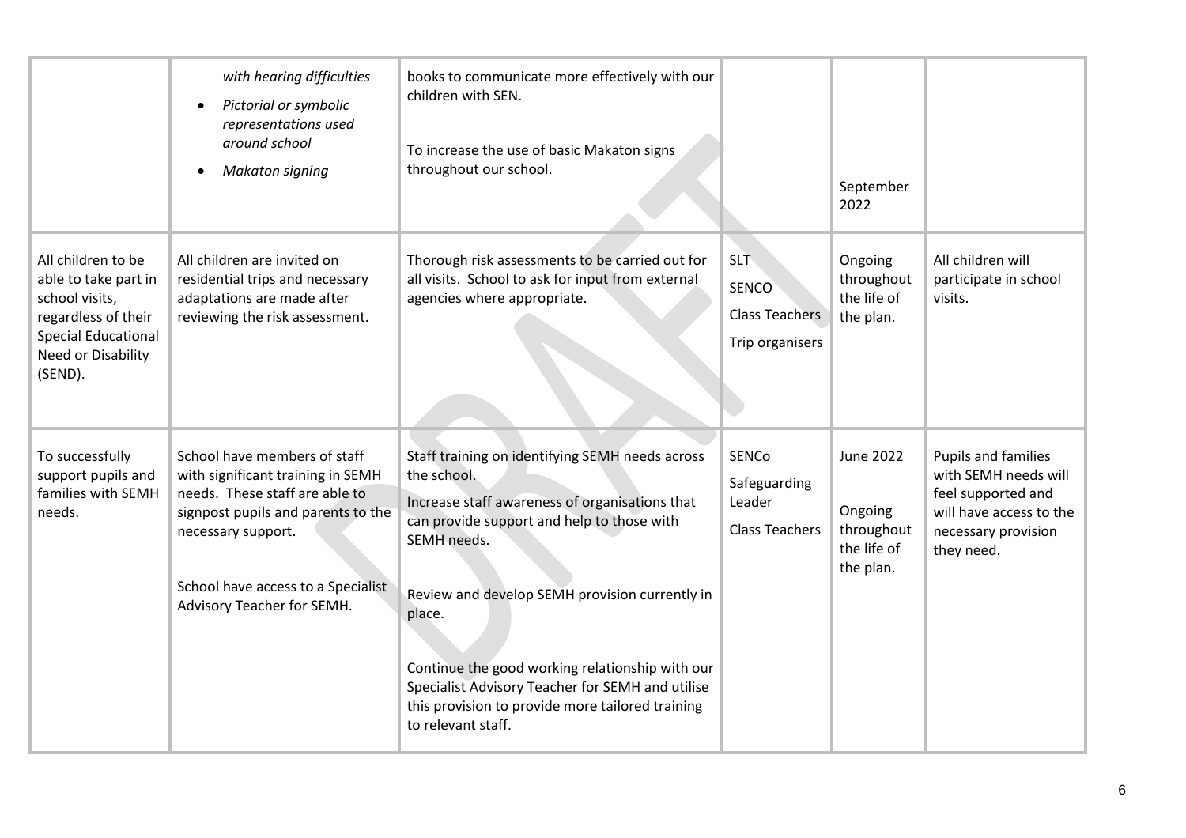| | | | | | |
|---|---|---|---|---|---|
| | *with hearing difficulties*<br>• *Pictorial or symbolic representations used around school*<br>• *Makaton signing* | books to communicate more effectively with our children with SEN.<br><br>To increase the use of basic Makaton signs throughout our school. | | September 2022 | |
| All children to be able to take part in school visits, regardless of their Special Educational Need or Disability (SEND). | All children are invited on residential trips and necessary adaptations are made after reviewing the risk assessment. | Thorough risk assessments to be carried out for all visits. School to ask for input from external agencies where appropriate. | SLT<br>SENCO<br>Class Teachers<br>Trip organisers | Ongoing throughout the life of the plan. | All children will participate in school visits. |
| To successfully support pupils and families with SEMH needs. | School have members of staff with significant training in SEMH needs. These staff are able to signpost pupils and parents to the necessary support.<br><br>School have access to a Specialist Advisory Teacher for SEMH. | Staff training on identifying SEMH needs across the school.<br>Increase staff awareness of organisations that can provide support and help to those with SEMH needs.<br><br>Review and develop SEMH provision currently in place.<br><br>Continue the good working relationship with our Specialist Advisory Teacher for SEMH and utilise this provision to provide more tailored training to relevant staff. | SENCo<br>Safeguarding Leader<br>Class Teachers | June 2022<br><br>Ongoing throughout the life of the plan. | Pupils and families with SEMH needs will feel supported and will have access to the necessary provision they need. |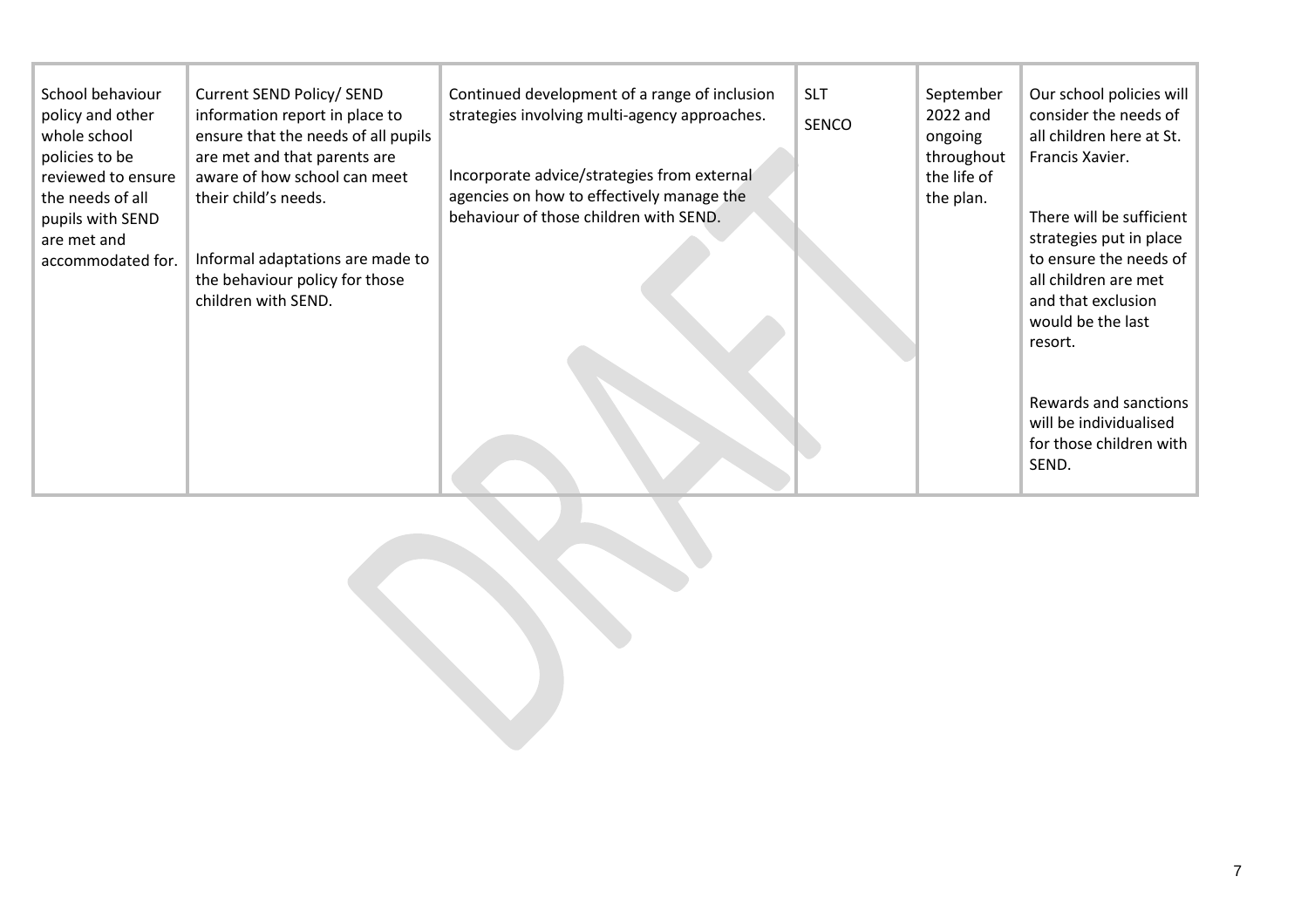| | | | | | |
|---|---|---|---|---|---|
| School behaviour policy and other whole school policies to be reviewed to ensure the needs of all pupils with SEND are met and accommodated for. | Current SEND Policy/ SEND information report in place to ensure that the needs of all pupils are met and that parents are aware of how school can meet their child's needs.<br><br>Informal adaptations are made to the behaviour policy for those children with SEND. | Continued development of a range of inclusion strategies involving multi-agency approaches.<br><br>Incorporate advice/strategies from external agencies on how to effectively manage the behaviour of those children with SEND. | SLT<br>SENCO | September 2022 and ongoing throughout the life of the plan. | Our school policies will consider the needs of all children here at St. Francis Xavier.<br><br>There will be sufficient strategies put in place to ensure the needs of all children are met and that exclusion would be the last resort.<br><br>Rewards and sanctions will be individualised for those children with SEND. |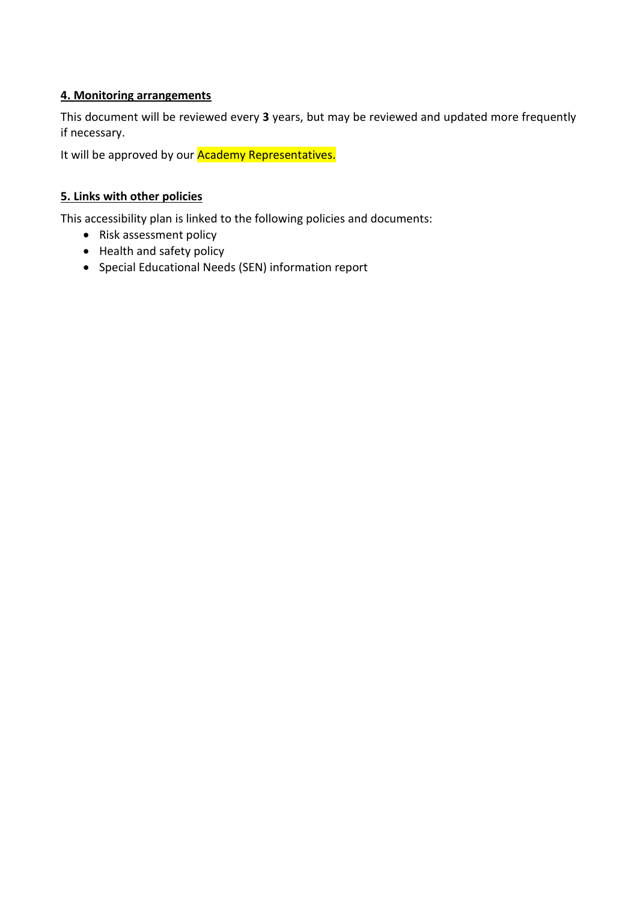## 4. Monitoring arrangements

This document will be reviewed every **3** years, but may be reviewed and updated more frequently if necessary.

It will be approved by our Academy Representatives.

## 5. Links with other policies

This accessibility plan is linked to the following policies and documents:

- Risk assessment policy
- Health and safety policy
- Special Educational Needs (SEN) information report